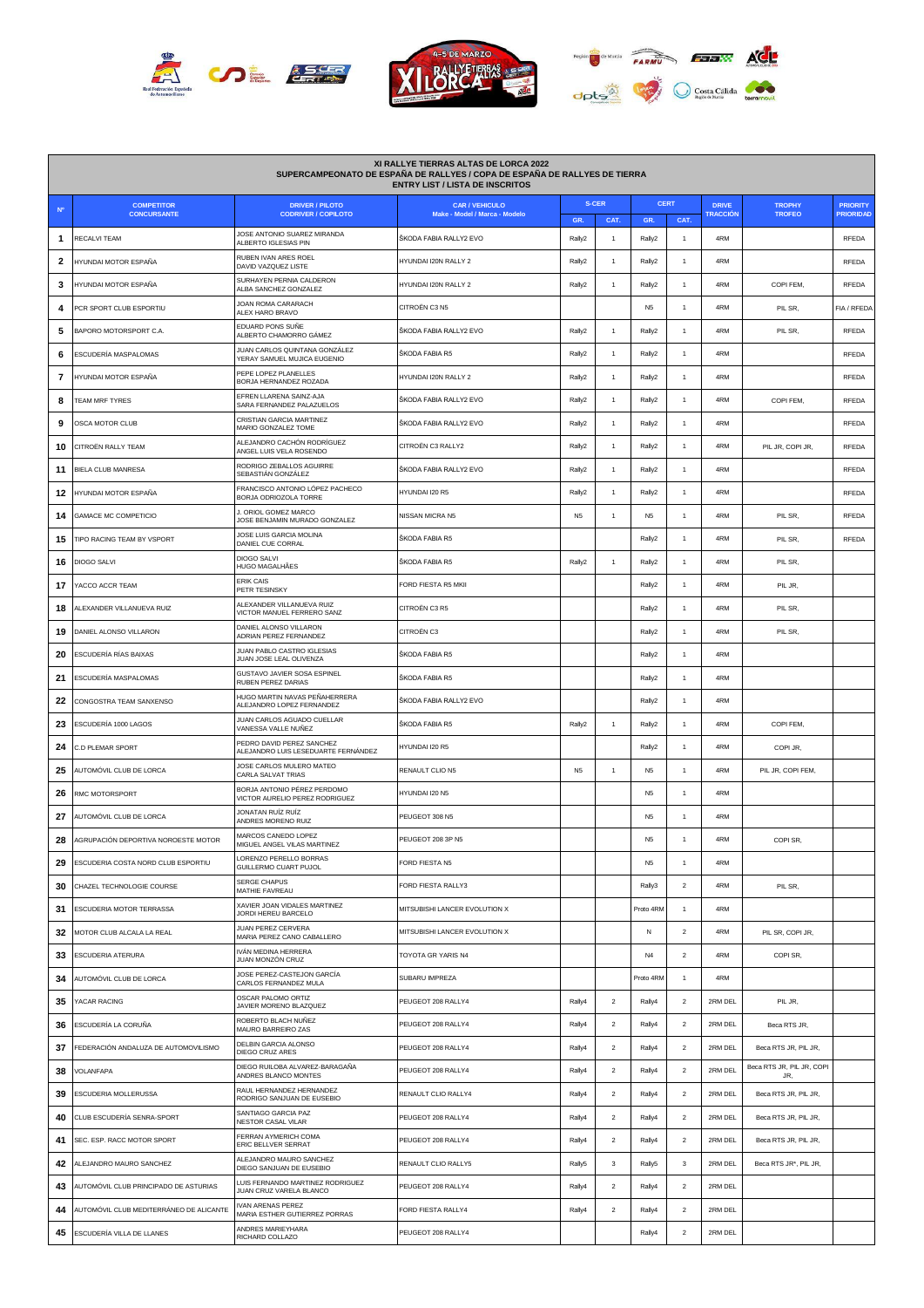# XI RALLYE TIERRAS ALTAS DE LORCA 2022

## SUPERCAMPEONATO DE ESPAÑA DE RALLYES / COPA DE ESPAÑA DE RALLYES DE TIERRA

### ENTRY LIST / LISTA DE INSCRITOS

| Nº | COMPETITOR CONCURSANTE | DRIVER / PILOTO CODRIVER / COPILOTO | CAR / VEHICULO Make - Model / Marca - Modelo | S-CER | | CERT | | DRIVE TRACCIÓN | TROPHY TROFEO | PRIORITY PRIORIDAD |
|---|---|---|---|---|---|---|---|---|---|---|
| | | | | GR. | CAT. | GR. | CAT. | | | |
| 1 | RECALVI TEAM | JOSE ANTONIO SUAREZ MIRANDA ALBERTO IGLESIAS PIN | ŠKODA FABIA RALLY2 EVO | Rally2 | 1 | Rally2 | 1 | 4RM | | RFEDA |
| 2 | HYUNDAI MOTOR ESPAÑA | RUBEN IVAN ARES ROEL DAVID VAZQUEZ LISTE | HYUNDAI I20N RALLY 2 | Rally2 | 1 | Rally2 | 1 | 4RM | | RFEDA |
| 3 | HYUNDAI MOTOR ESPAÑA | SURHAYEN PERNIA CALDERON ALBA SANCHEZ GONZALEZ | HYUNDAI I20N RALLY 2 | Rally2 | 1 | Rally2 | 1 | 4RM | COPI FEM, | RFEDA |
| 4 | PCR SPORT CLUB ESPORTIU | JOAN ROMA CARARACH ALEX HARO BRAVO | CITROËN C3 N5 | | | N5 | 1 | 4RM | PIL SR, | FIA / RFEDA |
| 5 | BAPORO MOTORSPORT C.A. | EDUARD PONS SUÑE ALBERTO CHAMORRO GÁMEZ | ŠKODA FABIA RALLY2 EVO | Rally2 | 1 | Rally2 | 1 | 4RM | PIL SR, | RFEDA |
| 6 | ESCUDERÍA MASPALOMAS | JUAN CARLOS QUINTANA GONZÁLEZ YERAY SAMUEL MUJICA EUGENIO | ŠKODA FABIA R5 | Rally2 | 1 | Rally2 | 1 | 4RM | | RFEDA |
| 7 | HYUNDAI MOTOR ESPAÑA | PEPE LOPEZ PLANELLES BORJA HERNANDEZ ROZADA | HYUNDAI I20N RALLY 2 | Rally2 | 1 | Rally2 | 1 | 4RM | | RFEDA |
| 8 | TEAM MRF TYRES | EFREN LLARENA SAINZ-AJA SARA FERNANDEZ PALAZUELOS | ŠKODA FABIA RALLY2 EVO | Rally2 | 1 | Rally2 | 1 | 4RM | COPI FEM, | RFEDA |
| 9 | OSCA MOTOR CLUB | CRISTIAN GARCIA MARTINEZ MARIO GONZALEZ TOME | ŠKODA FABIA RALLY2 EVO | Rally2 | 1 | Rally2 | 1 | 4RM | | RFEDA |
| 10 | CITROËN RALLY TEAM | ALEJANDRO CACHÓN RODRÍGUEZ ANGEL LUIS VELA ROSENDO | CITROËN C3 RALLY2 | Rally2 | 1 | Rally2 | 1 | 4RM | PIL JR, COPI JR, | RFEDA |
| 11 | BIELA CLUB MANRESA | RODRIGO ZEBALLOS AGUIRRE SEBASTIÁN GONZÁLEZ | ŠKODA FABIA RALLY2 EVO | Rally2 | 1 | Rally2 | 1 | 4RM | | RFEDA |
| 12 | HYUNDAI MOTOR ESPAÑA | FRANCISCO ANTONIO LÓPEZ PACHECO BORJA ODRIOZOLA TORRE | HYUNDAI I20 R5 | Rally2 | 1 | Rally2 | 1 | 4RM | | RFEDA |
| 14 | GAMACE MC COMPETICIO | J. ORIOL GOMEZ MARCO JOSE BENJAMIN MURADO GONZALEZ | NISSAN MICRA N5 | N5 | 1 | N5 | 1 | 4RM | PIL SR, | RFEDA |
| 15 | TIPO RACING TEAM BY VSPORT | JOSE LUIS GARCIA MOLINA DANIEL CUE CORRAL | ŠKODA FABIA R5 | | | Rally2 | 1 | 4RM | PIL SR, | RFEDA |
| 16 | DIOGO SALVI | DIOGO SALVI HUGO MAGALHÃES | ŠKODA FABIA R5 | Rally2 | 1 | Rally2 | 1 | 4RM | PIL SR, | |
| 17 | YACCO ACCR TEAM | ERIK CAIS PETR TESINSKY | FORD FIESTA R5 MKII | | | Rally2 | 1 | 4RM | PIL JR, | |
| 18 | ALEXANDER VILLANUEVA RUIZ | ALEXANDER VILLANUEVA RUIZ VICTOR MANUEL FERRERO SANZ | CITROËN C3 R5 | | | Rally2 | 1 | 4RM | PIL SR, | |
| 19 | DANIEL ALONSO VILLARON | DANIEL ALONSO VILLARON ADRIAN PEREZ FERNANDEZ | CITROËN C3 | | | Rally2 | 1 | 4RM | PIL SR, | |
| 20 | ESCUDERÍA RÍAS BAIXAS | JUAN PABLO CASTRO IGLESIAS JUAN JOSE LEAL OLIVENZA | ŠKODA FABIA R5 | | | Rally2 | 1 | 4RM | | |
| 21 | ESCUDERÍA MASPALOMAS | GUSTAVO JAVIER SOSA ESPINEL RUBEN PEREZ DARIAS | ŠKODA FABIA R5 | | | Rally2 | 1 | 4RM | | |
| 22 | CONGOSTRA TEAM SANXENSO | HUGO MARTIN NAVAS PEÑAHERRERA ALEJANDRO LOPEZ FERNANDEZ | ŠKODA FABIA RALLY2 EVO | | | Rally2 | 1 | 4RM | | |
| 23 | ESCUDERÍA 1000 LAGOS | JUAN CARLOS AGUADO CUELLAR VANESSA VALLE NUÑEZ | ŠKODA FABIA R5 | Rally2 | 1 | Rally2 | 1 | 4RM | COPI FEM, | |
| 24 | C.D PLEMAR SPORT | PEDRO DAVID PEREZ SANCHEZ ALEJANDRO LUIS LESEDUARTE FERNÁNDEZ | HYUNDAI I20 R5 | | | Rally2 | 1 | 4RM | COPI JR, | |
| 25 | AUTOMÓVIL CLUB DE LORCA | JOSE CARLOS MULERO MATEO CARLA SALVAT TRIAS | RENAULT CLIO N5 | N5 | 1 | N5 | 1 | 4RM | PIL JR, COPI FEM, | |
| 26 | RMC MOTORSPORT | BORJA ANTONIO PÉREZ PERDOMO VICTOR AURELIO PEREZ RODRIGUEZ | HYUNDAI I20 N5 | | | N5 | 1 | 4RM | | |
| 27 | AUTOMÓVIL CLUB DE LORCA | JONATAN RUÍZ RUÍZ ANDRES MORENO RUIZ | PEUGEOT 308 N5 | | | N5 | 1 | 4RM | | |
| 28 | AGRUPACIÓN DEPORTIVA NOROESTE MOTOR | MARCOS CANEDO LOPEZ MIGUEL ANGEL VILAS MARTINEZ | PEUGEOT 208 3P N5 | | | N5 | 1 | 4RM | COPI SR, | |
| 29 | ESCUDERIA COSTA NORD CLUB ESPORTIU | LORENZO PERELLO BORRAS GUILLERMO CUART PUJOL | FORD FIESTA N5 | | | N5 | 1 | 4RM | | |
| 30 | CHAZEL TECHNOLOGIE COURSE | SERGE CHAPUS MATHIE FAVREAU | FORD FIESTA RALLY3 | | | Rally3 | 2 | 4RM | PIL SR, | |
| 31 | ESCUDERIA MOTOR TERRASSA | XAVIER JOAN VIDALES MARTINEZ JORDI HEREU BARCELO | MITSUBISHI LANCER EVOLUTION X | | | Proto 4RM | 1 | 4RM | | |
| 32 | MOTOR CLUB ALCALA LA REAL | JUAN PEREZ CERVERA MARIA PEREZ CANO CABALLERO | MITSUBISHI LANCER EVOLUTION X | | | N | 2 | 4RM | PIL SR, COPI JR, | |
| 33 | ESCUDERIA ATERURA | IVÁN MEDINA HERRERA JUAN MONZÓN CRUZ | TOYOTA GR YARIS N4 | | | N4 | 2 | 4RM | COPI SR, | |
| 34 | AUTOMÓVIL CLUB DE LORCA | JOSE PEREZ-CASTEJON GARCÍA CARLOS FERNANDEZ MULA | SUBARU IMPREZA | | | Proto 4RM | 1 | 4RM | | |
| 35 | YACAR RACING | OSCAR PALOMO ORTIZ JAVIER MORENO BLAZQUEZ | PEUGEOT 208 RALLY4 | Rally4 | 2 | Rally4 | 2 | 2RM DEL | PIL JR, | |
| 36 | ESCUDERÍA LA CORUÑA | ROBERTO BLACH NUÑEZ MAURO BARREIRO ZAS | PEUGEOT 208 RALLY4 | Rally4 | 2 | Rally4 | 2 | 2RM DEL | Beca RTS JR, | |
| 37 | FEDERACIÓN ANDALUZA DE AUTOMOVILISMO | DELBIN GARCIA ALONSO DIEGO CRUZ ARES | PEUGEOT 208 RALLY4 | Rally4 | 2 | Rally4 | 2 | 2RM DEL | Beca RTS JR, PIL JR, | |
| 38 | VOLANFAPA | DIEGO RUILOBA ALVAREZ-BARAGAÑA ANDRES BLANCO MONTES | PEUGEOT 208 RALLY4 | Rally4 | 2 | Rally4 | 2 | 2RM DEL | Beca RTS JR, PIL JR, COPI JR, | |
| 39 | ESCUDERIA MOLLERUSSA | RAUL HERNANDEZ HERNANDEZ RODRIGO SANJUAN DE EUSEBIO | RENAULT CLIO RALLY4 | Rally4 | 2 | Rally4 | 2 | 2RM DEL | Beca RTS JR, PIL JR, | |
| 40 | CLUB ESCUDERÍA SENRA-SPORT | SANTIAGO GARCIA PAZ NESTOR CASAL VILAR | PEUGEOT 208 RALLY4 | Rally4 | 2 | Rally4 | 2 | 2RM DEL | Beca RTS JR, PIL JR, | |
| 41 | SEC. ESP. RACC MOTOR SPORT | FERRAN AYMERICH COMA ERIC BELLVER SERRAT | PEUGEOT 208 RALLY4 | Rally4 | 2 | Rally4 | 2 | 2RM DEL | Beca RTS JR, PIL JR, | |
| 42 | ALEJANDRO MAURO SANCHEZ | ALEJANDRO MAURO SANCHEZ DIEGO SANJUAN DE EUSEBIO | RENAULT CLIO RALLY5 | Rally5 | 3 | Rally5 | 3 | 2RM DEL | Beca RTS JR*, PIL JR, | |
| 43 | AUTOMÓVIL CLUB PRINCIPADO DE ASTURIAS | LUIS FERNANDO MARTINEZ RODRIGUEZ JUAN CRUZ VARELA BLANCO | PEUGEOT 208 RALLY4 | Rally4 | 2 | Rally4 | 2 | 2RM DEL | | |
| 44 | AUTOMÓVIL CLUB MEDITERRÁNEO DE ALICANTE | IVAN ARENAS PEREZ MARIA ESTHER GUTIERREZ PORRAS | FORD FIESTA RALLY4 | Rally4 | 2 | Rally4 | 2 | 2RM DEL | | |
| 45 | ESCUDERÍA VILLA DE LLANES | ANDRES MARIEYHARA RICHARD COLLAZO | PEUGEOT 208 RALLY4 | | | Rally4 | 2 | 2RM DEL | | |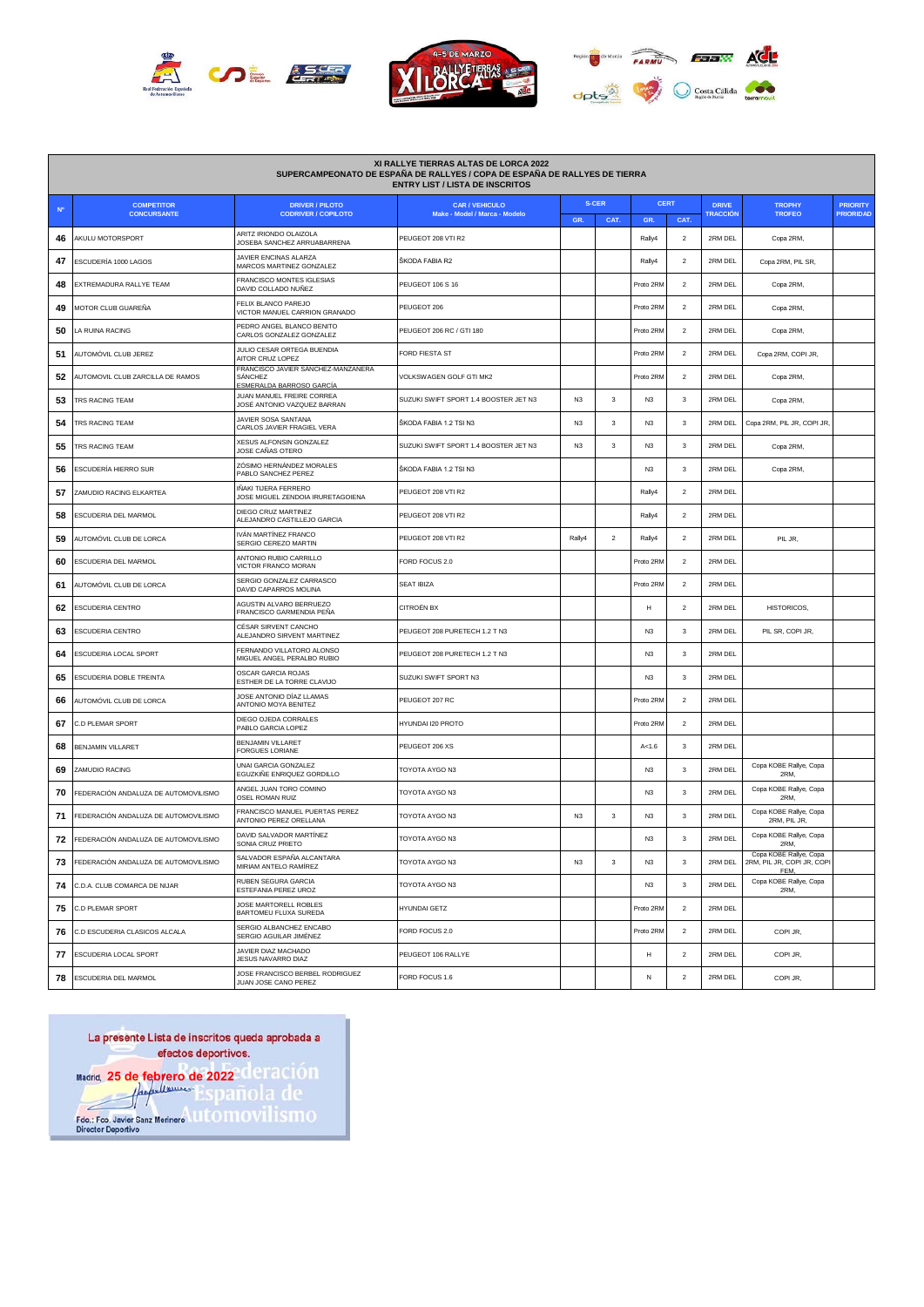# XI RALLYE TIERRAS ALTAS DE LORCA 2022

## SUPERCAMPEONATO DE ESPAÑA DE RALLYES / COPA DE ESPAÑA DE RALLYES DE TIERRA

### ENTRY LIST / LISTA DE INSCRITOS

| Nº | COMPETITOR CONCURSANTE | DRIVER / PILOTO CODRIVER / COPILOTO | CAR / VEHICULO Make - Model / Marca - Modelo | S-CER | | CERT | | DRIVE TRACCIÓN | TROPHY TROFEO | PRIORITY PRIORIDAD |
|---|---|---|---|---|---|---|---|---|---|---|
| | | | | GR. | CAT. | GR. | CAT. | | | |
| 46 | AKULU MOTORSPORT | ARITZ IRIONDO OLAIZOLA JOSEBA SANCHEZ ARRUABARRENA | PEUGEOT 208 VTI R2 | | | Rally4 | 2 | 2RM DEL | Copa 2RM, | |
| 47 | ESCUDERÍA 1000 LAGOS | JAVIER ENCINAS ALARZA MARCOS MARTINEZ GONZALEZ | ŠKODA FABIA R2 | | | Rally4 | 2 | 2RM DEL | Copa 2RM, PIL SR, | |
| 48 | EXTREMADURA RALLYE TEAM | FRANCISCO MONTES IGLESIAS DAVID COLLADO NUÑEZ | PEUGEOT 106 S 16 | | | Proto 2RM | 2 | 2RM DEL | Copa 2RM, | |
| 49 | MOTOR CLUB GUAREÑA | FELIX BLANCO PAREJO VICTOR MANUEL CARRION GRANADO | PEUGEOT 206 | | | Proto 2RM | 2 | 2RM DEL | Copa 2RM, | |
| 50 | LA RUINA RACING | PEDRO ANGEL BLANCO BENITO CARLOS GONZALEZ GONZALEZ | PEUGEOT 206 RC / GTI 180 | | | Proto 2RM | 2 | 2RM DEL | Copa 2RM, | |
| 51 | AUTOMÓVIL CLUB JEREZ | JULIO CESAR ORTEGA BUENDIA AITOR CRUZ LOPEZ | FORD FIESTA ST | | | Proto 2RM | 2 | 2RM DEL | Copa 2RM, COPI JR, | |
| 52 | AUTOMOVIL CLUB ZARCILLA DE RAMOS | FRANCISCO JAVIER SANCHEZ-MANZANERA SÁNCHEZ ESMERALDA BARROSO GARCÍA | VOLKSWAGEN GOLF GTI MK2 | | | Proto 2RM | 2 | 2RM DEL | Copa 2RM, | |
| 53 | TRS RACING TEAM | JUAN MANUEL FREIRE CORREA JOSÉ ANTONIO VAZQUEZ BARRAN | SUZUKI SWIFT SPORT 1.4 BOOSTER JET N3 | N3 | 3 | N3 | 3 | 2RM DEL | Copa 2RM, | |
| 54 | TRS RACING TEAM | JAVIER SOSA SANTANA CARLOS JAVIER FRAGIEL VERA | ŠKODA FABIA 1.2 TSI N3 | N3 | 3 | N3 | 3 | 2RM DEL | Copa 2RM, PIL JR, COPI JR, | |
| 55 | TRS RACING TEAM | XESUS ALFONSIN GONZALEZ JOSE CAÑAS OTERO | SUZUKI SWIFT SPORT 1.4 BOOSTER JET N3 | N3 | 3 | N3 | 3 | 2RM DEL | Copa 2RM, | |
| 56 | ESCUDERÍA HIERRO SUR | ZÓSIMO HERNÁNDEZ MORALES PABLO SANCHEZ PEREZ | ŠKODA FABIA 1.2 TSI N3 | | | N3 | 3 | 2RM DEL | Copa 2RM, | |
| 57 | ZAMUDIO RACING ELKARTEA | IÑAKI TIJERA FERRERO JOSE MIGUEL ZENDOIA IRURETAGOIENA | PEUGEOT 208 VTI R2 | | | Rally4 | 2 | 2RM DEL | | |
| 58 | ESCUDERIA DEL MARMOL | DIEGO CRUZ MARTINEZ ALEJANDRO CASTILLEJO GARCIA | PEUGEOT 208 VTI R2 | | | Rally4 | 2 | 2RM DEL | | |
| 59 | AUTOMÓVIL CLUB DE LORCA | IVÁN MARTÍNEZ FRANCO SERGIO CEREZO MARTIN | PEUGEOT 208 VTI R2 | Rally4 | 2 | Rally4 | 2 | 2RM DEL | PIL JR, | |
| 60 | ESCUDERIA DEL MARMOL | ANTONIO RUBIO CARRILLO VICTOR FRANCO MORAN | FORD FOCUS 2.0 | | | Proto 2RM | 2 | 2RM DEL | | |
| 61 | AUTOMÓVIL CLUB DE LORCA | SERGIO GONZALEZ CARRASCO DAVID CAPARROS MOLINA | SEAT IBIZA | | | Proto 2RM | 2 | 2RM DEL | | |
| 62 | ESCUDERIA CENTRO | AGUSTIN ALVARO BERRUEZO FRANCISCO GARMENDIA PEÑA | CITROËN BX | | | H | 2 | 2RM DEL | HISTORICOS, | |
| 63 | ESCUDERIA CENTRO | CÉSAR SIRVENT CANCHO ALEJANDRO SIRVENT MARTINEZ | PEUGEOT 208 PURETECH 1.2 T N3 | | | N3 | 3 | 2RM DEL | PIL SR, COPI JR, | |
| 64 | ESCUDERIA LOCAL SPORT | FERNANDO VILLATORO ALONSO MIGUEL ANGEL PERALBO RUBIO | PEUGEOT 208 PURETECH 1.2 T N3 | | | N3 | 3 | 2RM DEL | | |
| 65 | ESCUDERIA DOBLE TREINTA | OSCAR GARCIA ROJAS ESTHER DE LA TORRE CLAVIJO | SUZUKI SWIFT SPORT N3 | | | N3 | 3 | 2RM DEL | | |
| 66 | AUTOMÓVIL CLUB DE LORCA | JOSE ANTONIO DÍAZ LLAMAS ANTONIO MOYA BENITEZ | PEUGEOT 207 RC | | | Proto 2RM | 2 | 2RM DEL | | |
| 67 | C.D PLEMAR SPORT | DIEGO OJEDA CORRALES PABLO GARCIA LOPEZ | HYUNDAI I20 PROTO | | | Proto 2RM | 2 | 2RM DEL | | |
| 68 | BENJAMIN VILLARET | BENJAMIN VILLARET FORGUES LORIANE | PEUGEOT 206 XS | | | A<1.6 | 3 | 2RM DEL | | |
| 69 | ZAMUDIO RACING | UNAI GARCIA GONZALEZ EGUZKIÑE ENRIQUEZ GORDILLO | TOYOTA AYGO N3 | | | N3 | 3 | 2RM DEL | Copa KOBE Rallye, Copa 2RM, | |
| 70 | FEDERACIÓN ANDALUZA DE AUTOMOVILISMO | ANGEL JUAN TORO COMINO OSEL ROMAN RUIZ | TOYOTA AYGO N3 | | | N3 | 3 | 2RM DEL | Copa KOBE Rallye, Copa 2RM, | |
| 71 | FEDERACIÓN ANDALUZA DE AUTOMOVILISMO | FRANCISCO MANUEL PUERTAS PEREZ ANTONIO PEREZ ORELLANA | TOYOTA AYGO N3 | N3 | 3 | N3 | 3 | 2RM DEL | Copa KOBE Rallye, Copa 2RM, PIL JR, | |
| 72 | FEDERACIÓN ANDALUZA DE AUTOMOVILISMO | DAVID SALVADOR MARTÍNEZ SONIA CRUZ PRIETO | TOYOTA AYGO N3 | | | N3 | 3 | 2RM DEL | Copa KOBE Rallye, Copa 2RM, | |
| 73 | FEDERACIÓN ANDALUZA DE AUTOMOVILISMO | SALVADOR ESPAÑA ALCANTARA MIRIAM ANTELO RAMÍREZ | TOYOTA AYGO N3 | N3 | 3 | N3 | 3 | 2RM DEL | Copa KOBE Rallye, Copa 2RM, PIL JR, COPI JR, COPI FEM, | |
| 74 | C.D.A. CLUB COMARCA DE NIJAR | RUBEN SEGURA GARCIA ESTEFANIA PEREZ UROZ | TOYOTA AYGO N3 | | | N3 | 3 | 2RM DEL | Copa KOBE Rallye, Copa 2RM, | |
| 75 | C.D PLEMAR SPORT | JOSE MARTORELL ROBLES BARTOMEU FLUXA SUREDA | HYUNDAI GETZ | | | Proto 2RM | 2 | 2RM DEL | | |
| 76 | C.D ESCUDERIA CLASICOS ALCALA | SERGIO ALBANCHEZ ENCABO SERGIO AGUILAR JIMÉNEZ | FORD FOCUS 2.0 | | | Proto 2RM | 2 | 2RM DEL | COPI JR, | |
| 77 | ESCUDERIA LOCAL SPORT | JAVIER DIAZ MACHADO JESUS NAVARRO DIAZ | PEUGEOT 106 RALLYE | | | H | 2 | 2RM DEL | COPI JR, | |
| 78 | ESCUDERIA DEL MARMOL | JOSE FRANCISCO BERBEL RODRIGUEZ JUAN JOSE CANO PEREZ | FORD FOCUS 1.6 | | | N | 2 | 2RM DEL | COPI JR, | |

La presente Lista de inscritos queda aprobada a efectos deportivos.

Madrid, 25 de febrero de 2022

Fdo.: Fco. Javier Sanz Merinero
Director Deportivo

Real Federación Española de Automovilismo